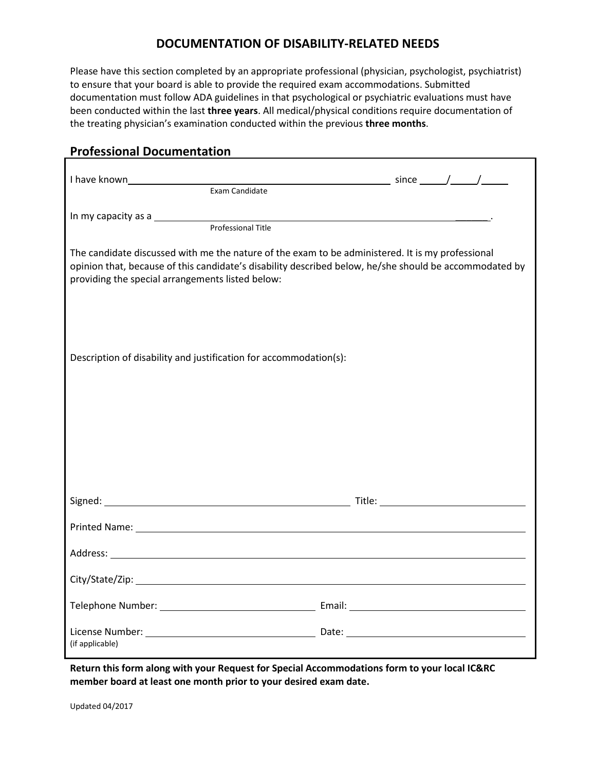# DOCUMENTATION OF DISABILITY-RELATED NEEDS

Please have this section completed by an appropriate professional (physician, psychologist, psychiatrist) to ensure that your board is able to provide the required exam accommodations. Submitted documentation must follow ADA guidelines in that psychological or psychiatric evaluations must have been conducted within the last **three years**. All medical/physical conditions require documentation of the treating physician's examination conducted within the previous **three months**.

## Professional Documentation

I have known ______________________________ since _____/_____/_____
Exam Candidate

In my capacity as a ______________________________________________.
Professional Title

The candidate discussed with me the nature of the exam to be administered. It is my professional opinion that, because of this candidate's disability described below, he/she should be accommodated by providing the special arrangements listed below:

Description of disability and justification for accommodation(s):

Signed: ______________________________ Title: ______________________

Printed Name: ______________________________________________

Address: ______________________________________________

City/State/Zip: ______________________________________________

Telephone Number: ______________________ Email: ______________________

License Number: ______________________ Date: ______________________
(if applicable)

**Return this form along with your Request for Special Accommodations form to your local IC&RC member board at least one month prior to your desired exam date.**

Updated 04/2017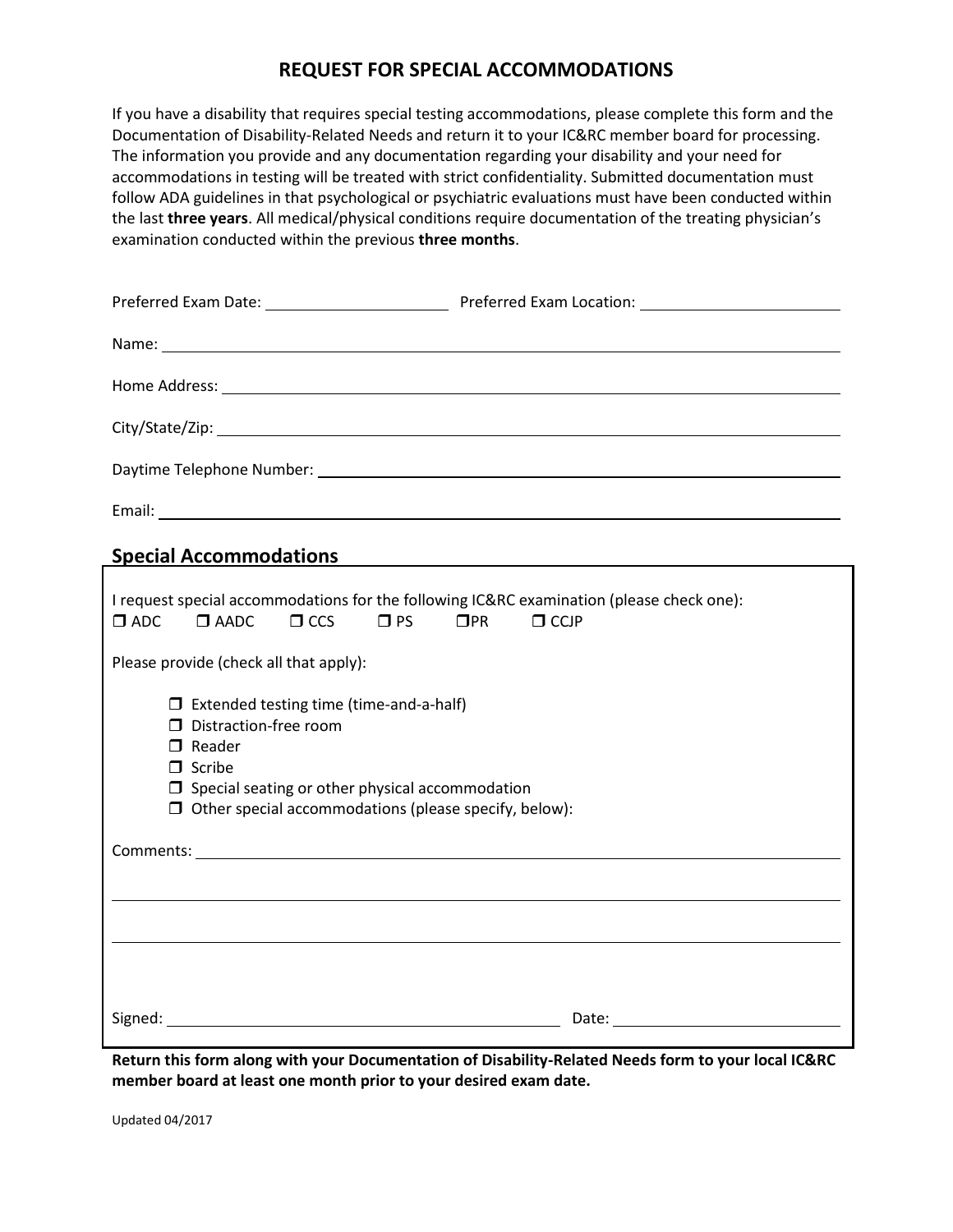# REQUEST FOR SPECIAL ACCOMMODATIONS

If you have a disability that requires special testing accommodations, please complete this form and the Documentation of Disability-Related Needs and return it to your IC&RC member board for processing. The information you provide and any documentation regarding your disability and your need for accommodations in testing will be treated with strict confidentiality. Submitted documentation must follow ADA guidelines in that psychological or psychiatric evaluations must have been conducted within the last **three years**. All medical/physical conditions require documentation of the treating physician's examination conducted within the previous **three months**.

Preferred Exam Date: ____________________ Preferred Exam Location: ____________________

Name: ________________________________________________________________

Home Address: ________________________________________________________

City/State/Zip: ________________________________________________________

Daytime Telephone Number: ____________________________________________

Email: ________________________________________________________________

## Special Accommodations

I request special accommodations for the following IC&RC examination (please check one):

☐ ADC ☐ AADC ☐ CCS ☐ PS ☐ PR ☐ CCJP

Please provide (check all that apply):

- ☐ Extended testing time (time-and-a-half)
- ☐ Distraction-free room
- ☐ Reader
- ☐ Scribe
- ☐ Special seating or other physical accommodation
- ☐ Other special accommodations (please specify, below):

Comments: ____________________________________________________________

______________________________________________________________________

______________________________________________________________________

Signed: ______________________________ Date: ____________________

**Return this form along with your Documentation of Disability-Related Needs form to your local IC&RC member board at least one month prior to your desired exam date.**

Updated 04/2017